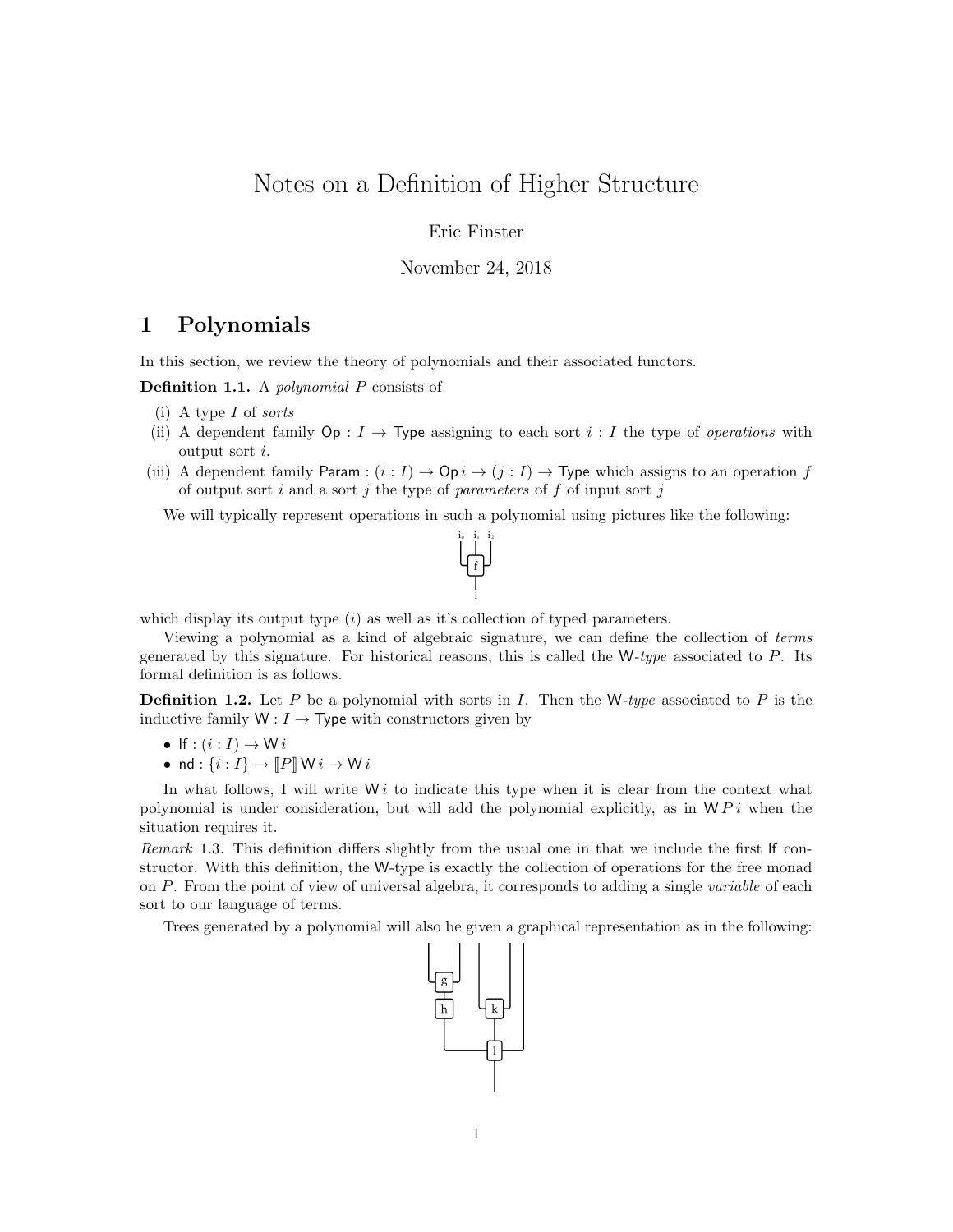# Notes on a Definition of Higher Structure

Eric Finster

November 24, 2018

## 1 Polynomials

In this section, we review the theory of polynomials and their associated functors.

**Definition 1.1.** A *polynomial* $P$ consists of

(i) A type $I$ of *sorts*

(ii) A dependent family $\mathsf{Op} : I \to \mathsf{Type}$ assigning to each sort $i : I$ the type of *operations* with output sort $i$.

(iii) A dependent family $\mathsf{Param} : (i : I) \to \mathsf{Op}\, i \to (j : I) \to \mathsf{Type}$ which assigns to an operation $f$ of output sort $i$ and a sort $j$ the type of *parameters* of $f$ of input sort $j$

We will typically represent operations in such a polynomial using pictures like the following:

which display its output type ($i$) as well as it's collection of typed parameters.

Viewing a polynomial as a kind of algebraic signature, we can define the collection of *terms* generated by this signature. For historical reasons, this is called the $\mathsf{W}$-*type* associated to $P$. Its formal definition is as follows.

**Definition 1.2.** Let $P$ be a polynomial with sorts in $I$. Then the $\mathsf{W}$-*type* associated to $P$ is the inductive family $\mathsf{W} : I \to \mathsf{Type}$ with constructors given by

- $\mathsf{lf} : (i : I) \to \mathsf{W}\, i$
- $\mathsf{nd} : \{i : I\} \to [\![P]\!]\, \mathsf{W}\, i \to \mathsf{W}\, i$

In what follows, I will write $\mathsf{W}\, i$ to indicate this type when it is clear from the context what polynomial is under consideration, but will add the polynomial explicitly, as in $\mathsf{W}\, P\, i$ when the situation requires it.

*Remark* 1.3. This definition differs slightly from the usual one in that we include the first $\mathsf{lf}$ constructor. With this definition, the $\mathsf{W}$-type is exactly the collection of operations for the free monad on $P$. From the point of view of universal algebra, it corresponds to adding a single *variable* of each sort to our language of terms.

Trees generated by a polynomial will also be given a graphical representation as in the following: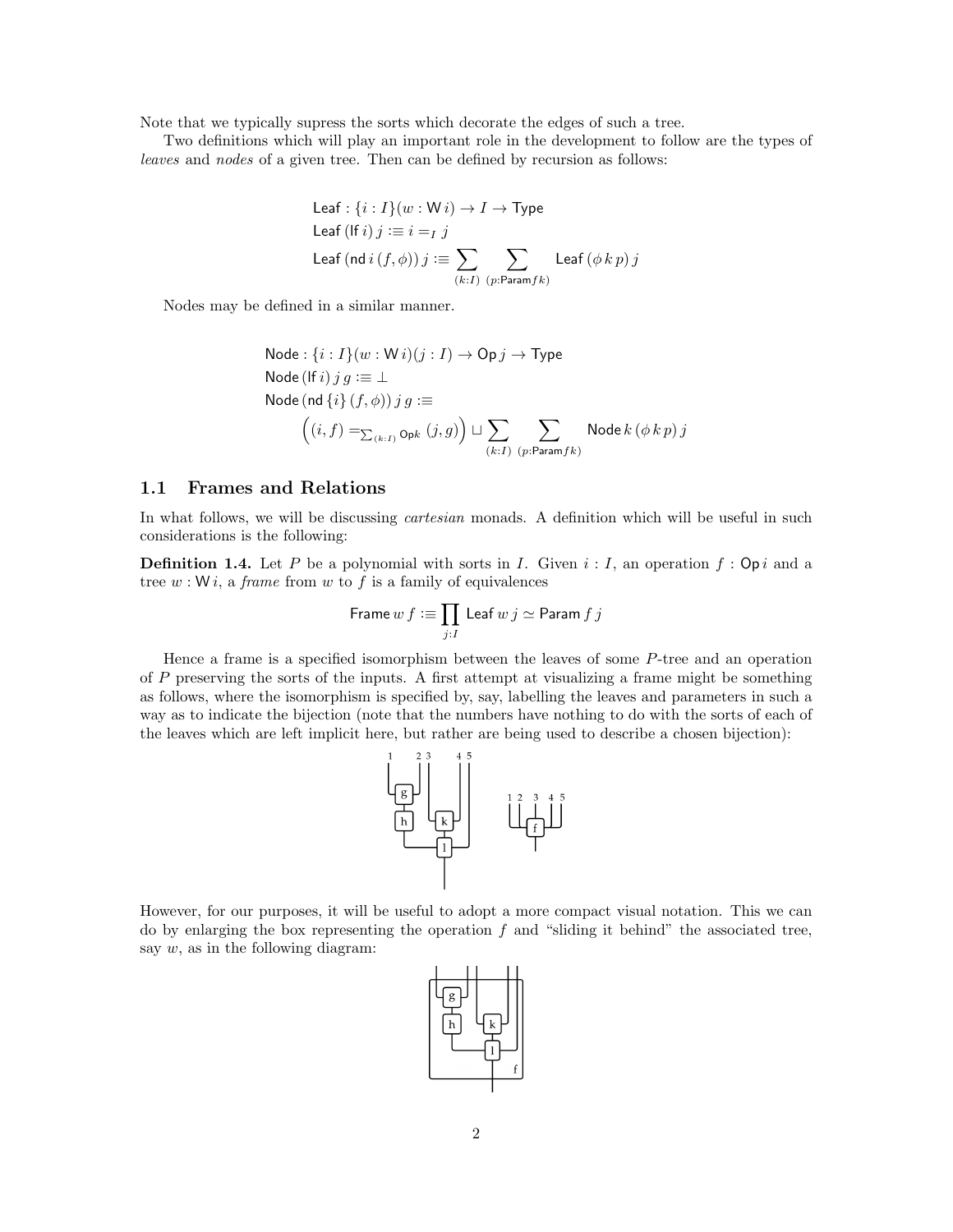Note that we typically supress the sorts which decorate the edges of such a tree.

Two definitions which will play an important role in the development to follow are the types of *leaves* and *nodes* of a given tree. Then can be defined by recursion as follows:

$$\begin{aligned}
&\mathsf{Leaf} : \{i : I\}(w : \mathsf{W}\, i) \to I \to \mathsf{Type} \\
&\mathsf{Leaf}\,(\mathsf{lf}\, i)\, j :\equiv i =_I j \\
&\mathsf{Leaf}\,(\mathsf{nd}\, i\, (f, \phi))\, j :\equiv \sum_{(k:I)} \sum_{(p:\mathsf{Param}\, f\, k)} \mathsf{Leaf}\,(\phi\, k\, p)\, j
\end{aligned}$$

Nodes may be defined in a similar manner.

$$\begin{aligned}
&\mathsf{Node} : \{i : I\}(w : \mathsf{W}\, i)(j : I) \to \mathsf{Op}\, j \to \mathsf{Type} \\
&\mathsf{Node}\,(\mathsf{lf}\, i)\, j\, g :\equiv \bot \\
&\mathsf{Node}\,(\mathsf{nd}\, \{i\}\, (f, \phi))\, j\, g :\equiv \\
&\qquad \Big((i, f) =_{\sum_{(k:I)} \mathsf{Op} k} (j, g)\Big) \sqcup \sum_{(k:I)} \sum_{(p:\mathsf{Param}\, f\, k)} \mathsf{Node}\, k\, (\phi\, k\, p)\, j
\end{aligned}$$

## 1.1 Frames and Relations

In what follows, we will be discussing *cartesian* monads. A definition which will be useful in such considerations is the following:

**Definition 1.4.** Let $P$ be a polynomial with sorts in $I$. Given $i : I$, an operation $f : \mathsf{Op}\, i$ and a tree $w : \mathsf{W}\, i$, a *frame* from $w$ to $f$ is a family of equivalences

$$\mathsf{Frame}\, w\, f :\equiv \prod_{j:I} \mathsf{Leaf}\, w\, j \simeq \mathsf{Param}\, f\, j$$

Hence a frame is a specified isomorphism between the leaves of some $P$-tree and an operation of $P$ preserving the sorts of the inputs. A first attempt at visualizing a frame might be something as follows, where the isomorphism is specified by, say, labelling the leaves and parameters in such a way as to indicate the bijection (note that the numbers have nothing to do with the sorts of each of the leaves which are left implicit here, but rather are being used to describe a chosen bijection):

However, for our purposes, it will be useful to adopt a more compact visual notation. This we can do by enlarging the box representing the operation $f$ and "sliding it behind" the associated tree, say $w$, as in the following diagram: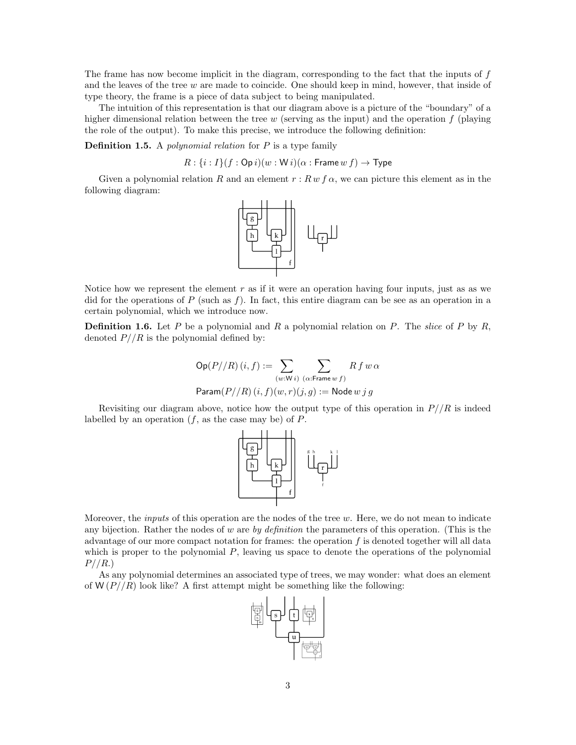The frame has now become implicit in the diagram, corresponding to the fact that the inputs of $f$ and the leaves of the tree $w$ are made to coincide. One should keep in mind, however, that inside of type theory, the frame is a piece of data subject to being manipulated.

The intuition of this representation is that our diagram above is a picture of the "boundary" of a higher dimensional relation between the tree $w$ (serving as the input) and the operation $f$ (playing the role of the output). To make this precise, we introduce the following definition:

**Definition 1.5.** A *polynomial relation* for $P$ is a type family

$$R : \{i : I\}(f : \mathsf{Op}\, i)(w : \mathsf{W}\, i)(\alpha : \mathsf{Frame}\, w\, f) \to \mathsf{Type}$$

Given a polynomial relation $R$ and an element $r : R\, w\, f\, \alpha$, we can picture this element as in the following diagram:

Notice how we represent the element $r$ as if it were an operation having four inputs, just as as we did for the operations of $P$ (such as $f$). In fact, this entire diagram can be see as an operation in a certain polynomial, which we introduce now.

**Definition 1.6.** Let $P$ be a polynomial and $R$ a polynomial relation on $P$. The *slice* of $P$ by $R$, denoted $P//R$ is the polynomial defined by:

$$\mathsf{Op}(P//R)\,(i,f) := \sum_{(w:\mathsf{W}\,i)}\ \sum_{(\alpha:\mathsf{Frame}\,w\,f)} R\, f\, w\, \alpha$$

$$\mathsf{Param}(P//R)\,(i,f)(w,r)(j,g) := \mathsf{Node}\, w\, j\, g$$

Revisiting our diagram above, notice how the output type of this operation in $P//R$ is indeed labelled by an operation ($f$, as the case may be) of $P$.

Moreover, the *inputs* of this operation are the nodes of the tree $w$. Here, we do not mean to indicate any bijection. Rather the nodes of $w$ are *by definition* the parameters of this operation. (This is the advantage of our more compact notation for frames: the operation $f$ is denoted together will all data which is proper to the polynomial $P$, leaving us space to denote the operations of the polynomial $P//R$.)

As any polynomial determines an associated type of trees, we may wonder: what does an element of $\mathsf{W}\,(P//R)$ look like? A first attempt might be something like the following: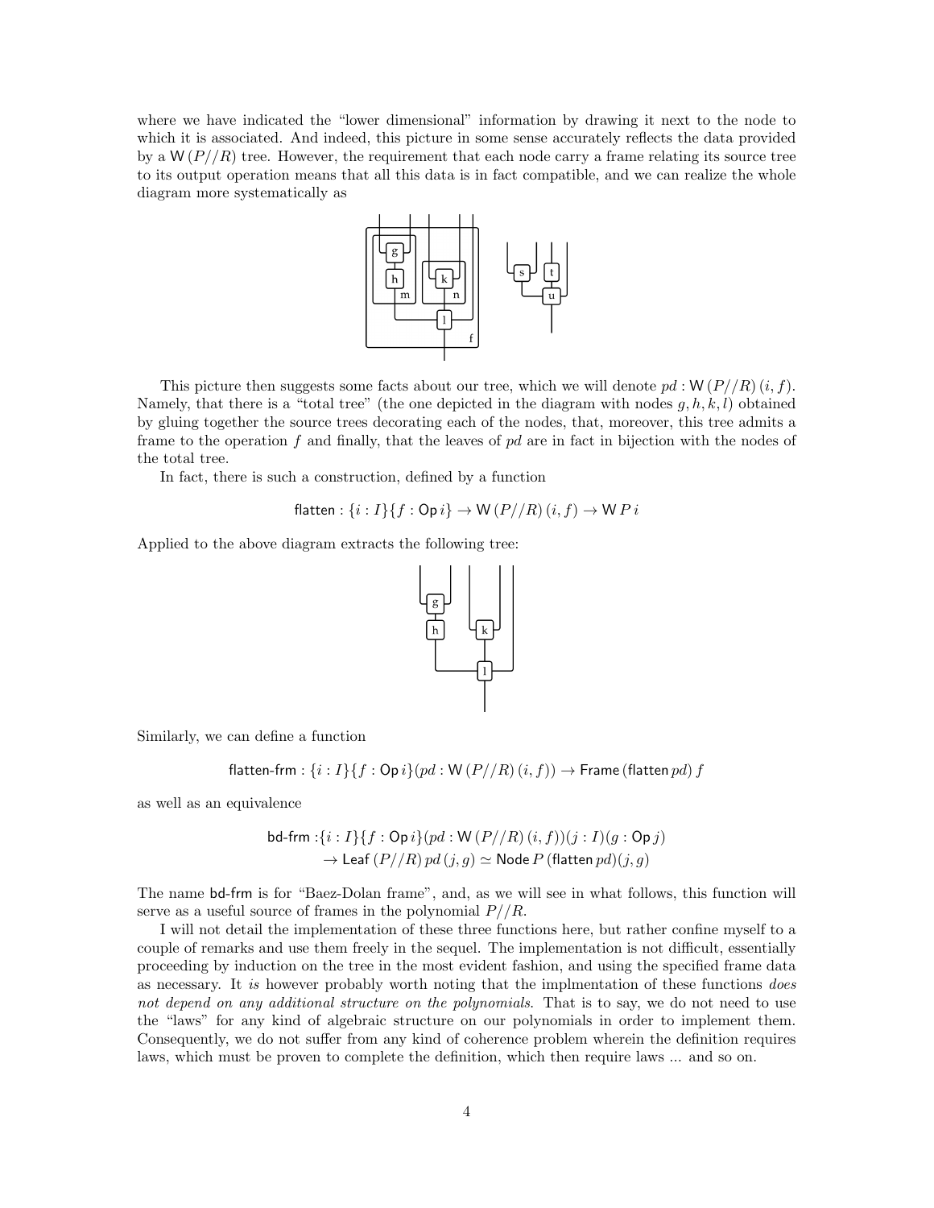where we have indicated the "lower dimensional" information by drawing it next to the node to which it is associated. And indeed, this picture in some sense accurately reflects the data provided by a $\mathsf{W}\,(P//R)$ tree. However, the requirement that each node carry a frame relating its source tree to its output operation means that all this data is in fact compatible, and we can realize the whole diagram more systematically as

This picture then suggests some facts about our tree, which we will denote $pd : \mathsf{W}\,(P//R)\,(i, f)$. Namely, that there is a "total tree" (the one depicted in the diagram with nodes $g, h, k, l$) obtained by gluing together the source trees decorating each of the nodes, that, moreover, this tree admits a frame to the operation $f$ and finally, that the leaves of $pd$ are in fact in bijection with the nodes of the total tree.

In fact, there is such a construction, defined by a function

$$\mathsf{flatten} : \{i : I\}\{f : \mathsf{Op}\, i\} \to \mathsf{W}\,(P//R)\,(i, f) \to \mathsf{W}\,P\,i$$

Applied to the above diagram extracts the following tree:

Similarly, we can define a function

$$\mathsf{flatten\text{-}frm} : \{i : I\}\{f : \mathsf{Op}\, i\}(pd : \mathsf{W}\,(P//R)\,(i, f)) \to \mathsf{Frame}\,(\mathsf{flatten}\, pd)\, f$$

as well as an equivalence

$$\begin{aligned}\mathsf{bd\text{-}frm} :& \{i : I\}\{f : \mathsf{Op}\, i\}(pd : \mathsf{W}\,(P//R)\,(i, f))(j : I)(g : \mathsf{Op}\, j)\\ &\to \mathsf{Leaf}\,(P//R)\, pd\,(j, g) \simeq \mathsf{Node}\, P\,(\mathsf{flatten}\, pd)(j, g)\end{aligned}$$

The name bd-frm is for "Baez-Dolan frame", and, as we will see in what follows, this function will serve as a useful source of frames in the polynomial $P//R$.

I will not detail the implementation of these three functions here, but rather confine myself to a couple of remarks and use them freely in the sequel. The implementation is not difficult, essentially proceeding by induction on the tree in the most evident fashion, and using the specified frame data as necessary. It *is* however probably worth noting that the implmentation of these functions *does not depend on any additional structure on the polynomials*. That is to say, we do not need to use the "laws" for any kind of algebraic structure on our polynomials in order to implement them. Consequently, we do not suffer from any kind of coherence problem wherein the definition requires laws, which must be proven to complete the definition, which then require laws ... and so on.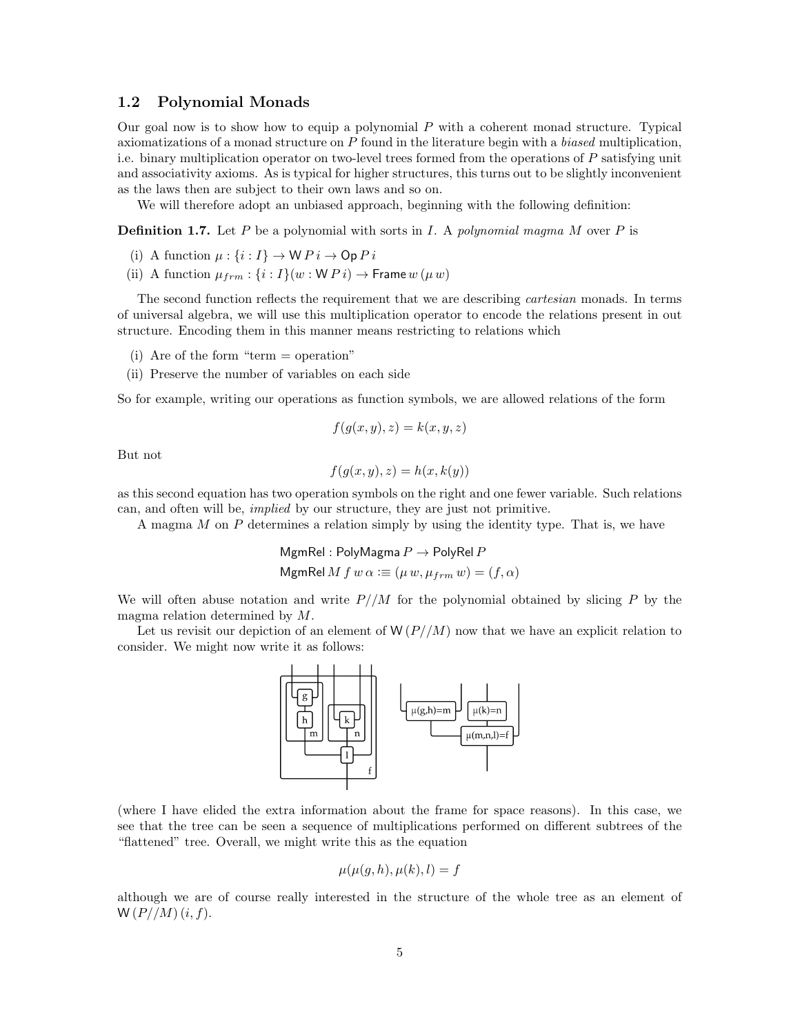### 1.2 Polynomial Monads

Our goal now is to show how to equip a polynomial $P$ with a coherent monad structure. Typical axiomatizations of a monad structure on $P$ found in the literature begin with a *biased* multiplication, i.e. binary multiplication operator on two-level trees formed from the operations of $P$ satisfying unit and associativity axioms. As is typical for higher structures, this turns out to be slightly inconvenient as the laws then are subject to their own laws and so on.

We will therefore adopt an unbiased approach, beginning with the following definition:

**Definition 1.7.** Let $P$ be a polynomial with sorts in $I$. A *polynomial magma* $M$ over $P$ is

(i) A function $\mu : \{i : I\} \to \mathsf{W}\, P\, i \to \mathsf{Op}\, P\, i$

(ii) A function $\mu_{frm} : \{i : I\}(w : \mathsf{W}\, P\, i) \to \mathsf{Frame}\, w\, (\mu\, w)$

The second function reflects the requirement that we are describing *cartesian* monads. In terms of universal algebra, we will use this multiplication operator to encode the relations present in out structure. Encoding them in this manner means restricting to relations which

(i) Are of the form "term = operation"

(ii) Preserve the number of variables on each side

So for example, writing our operations as function symbols, we are allowed relations of the form

$$f(g(x, y), z) = k(x, y, z)$$

But not

$$f(g(x, y), z) = h(x, k(y))$$

as this second equation has two operation symbols on the right and one fewer variable. Such relations can, and often will be, *implied* by our structure, they are just not primitive.

A magma $M$ on $P$ determines a relation simply by using the identity type. That is, we have

$$\mathsf{MgmRel} : \mathsf{PolyMagma}\, P \to \mathsf{PolyRel}\, P$$
$$\mathsf{MgmRel}\, M\, f\, w\, \alpha :\equiv (\mu\, w, \mu_{frm}\, w) = (f, \alpha)$$

We will often abuse notation and write $P//M$ for the polynomial obtained by slicing $P$ by the magma relation determined by $M$.

Let us revisit our depiction of an element of $\mathsf{W}\,(P//M)$ now that we have an explicit relation to consider. We might now write it as follows:

(where I have elided the extra information about the frame for space reasons). In this case, we see that the tree can be seen a sequence of multiplications performed on different subtrees of the "flattened" tree. Overall, we might write this as the equation

$$\mu(\mu(g, h), \mu(k), l) = f$$

although we are of course really interested in the structure of the whole tree as an element of $\mathsf{W}\,(P//M)\,(i, f)$.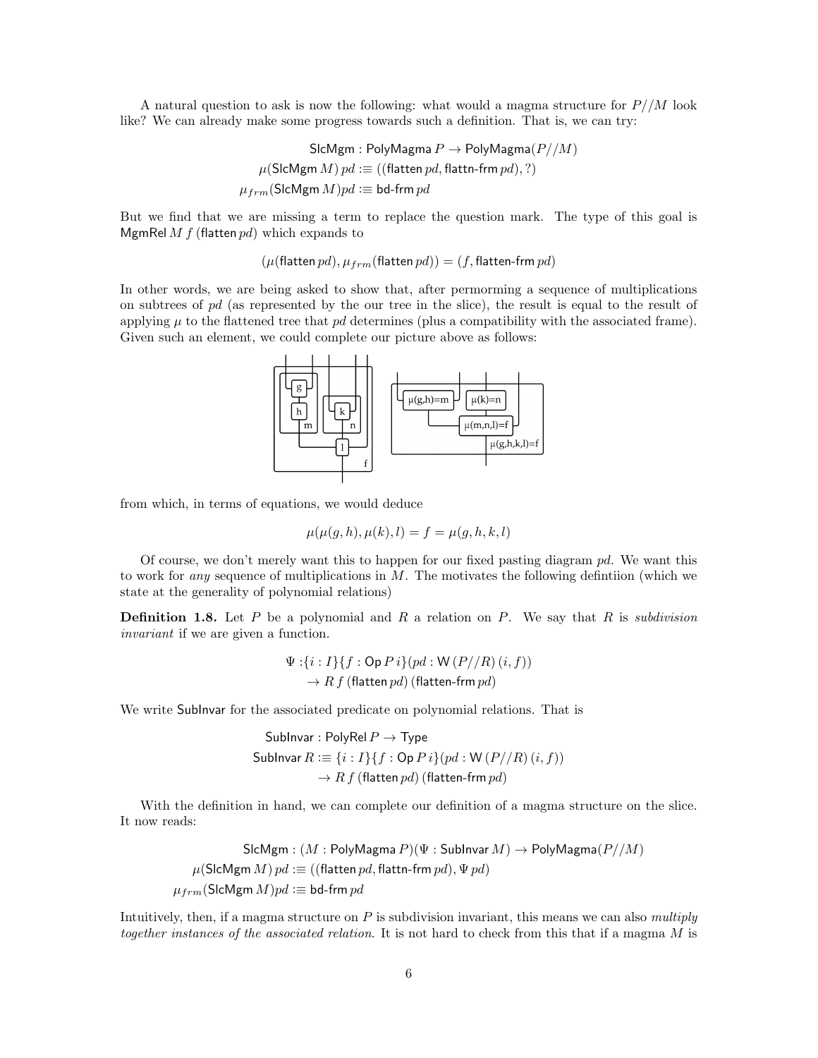A natural question to ask is now the following: what would a magma structure for $P//M$ look like? We can already make some progress towards such a definition. That is, we can try:

$$
\begin{aligned}
&\mathsf{SlcMgm} : \mathsf{PolyMagma}\, P \to \mathsf{PolyMagma}(P//M) \\
&\mu(\mathsf{SlcMgm}\, M)\, pd :\equiv ((\mathsf{flatten}\, pd, \mathsf{flattn\text{-}frm}\, pd), ?) \\
&\mu_{frm}(\mathsf{SlcMgm}\, M) pd :\equiv \mathsf{bd\text{-}frm}\, pd
\end{aligned}
$$

But we find that we are missing a term to replace the question mark. The type of this goal is $\mathsf{MgmRel}\, M\, f\, (\mathsf{flatten}\, pd)$ which expands to

$$(\mu(\mathsf{flatten}\, pd), \mu_{frm}(\mathsf{flatten}\, pd)) = (f, \mathsf{flatten\text{-}frm}\, pd)$$

In other words, we are being asked to show that, after permorming a sequence of multiplications on subtrees of $pd$ (as represented by the our tree in the slice), the result is equal to the result of applying $\mu$ to the flattened tree that $pd$ determines (plus a compatibility with the associated frame). Given such an element, we could complete our picture above as follows:

from which, in terms of equations, we would deduce

$$\mu(\mu(g, h), \mu(k), l) = f = \mu(g, h, k, l)$$

Of course, we don't merely want this to happen for our fixed pasting diagram $pd$. We want this to work for *any* sequence of multiplications in $M$. The motivates the following defintiion (which we state at the generality of polynomial relations)

**Definition 1.8.** Let $P$ be a polynomial and $R$ a relation on $P$. We say that $R$ is *subdivision invariant* if we are given a function.

$$
\begin{aligned}
\Psi :& \{i : I\}\{f : \mathsf{Op}\, P\, i\}(pd : \mathsf{W}\,(P//R)\,(i, f)) \\
&\to R\, f\, (\mathsf{flatten}\, pd)\, (\mathsf{flatten\text{-}frm}\, pd)
\end{aligned}
$$

We write $\mathsf{SubInvar}$ for the associated predicate on polynomial relations. That is

$$
\begin{aligned}
&\mathsf{SubInvar} : \mathsf{PolyRel}\, P \to \mathsf{Type} \\
&\mathsf{SubInvar}\, R :\equiv \{i : I\}\{f : \mathsf{Op}\, P\, i\}(pd : \mathsf{W}\,(P//R)\,(i, f)) \\
&\qquad \to R\, f\, (\mathsf{flatten}\, pd)\, (\mathsf{flatten\text{-}frm}\, pd)
\end{aligned}
$$

With the definition in hand, we can complete our definition of a magma structure on the slice. It now reads:

$$
\begin{aligned}
&\mathsf{SlcMgm} : (M : \mathsf{PolyMagma}\, P)(\Psi : \mathsf{SubInvar}\, M) \to \mathsf{PolyMagma}(P//M) \\
&\mu(\mathsf{SlcMgm}\, M)\, pd :\equiv ((\mathsf{flatten}\, pd, \mathsf{flattn\text{-}frm}\, pd), \Psi\, pd) \\
&\mu_{frm}(\mathsf{SlcMgm}\, M) pd :\equiv \mathsf{bd\text{-}frm}\, pd
\end{aligned}
$$

Intuitively, then, if a magma structure on $P$ is subdivision invariant, this means we can also *multiply together instances of the associated relation*. It is not hard to check from this that if a magma $M$ is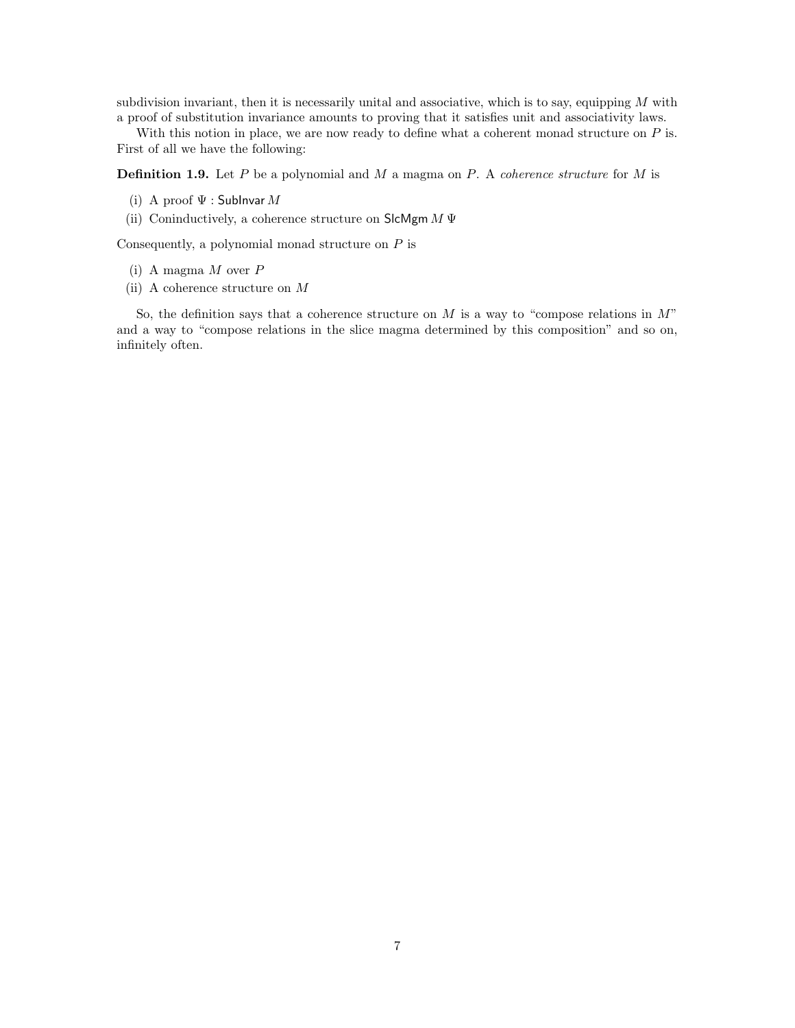subdivision invariant, then it is necessarily unital and associative, which is to say, equipping $M$ with a proof of substitution invariance amounts to proving that it satisfies unit and associativity laws.

With this notion in place, we are now ready to define what a coherent monad structure on $P$ is. First of all we have the following:

**Definition 1.9.** Let $P$ be a polynomial and $M$ a magma on $P$. A *coherence structure* for $M$ is

(i) A proof $\Psi : \mathsf{SubInvar}\, M$

(ii) Coninductively, a coherence structure on $\mathsf{SlcMgm}\, M\, \Psi$

Consequently, a polynomial monad structure on $P$ is

(i) A magma $M$ over $P$

(ii) A coherence structure on $M$

So, the definition says that a coherence structure on $M$ is a way to "compose relations in $M$" and a way to "compose relations in the slice magma determined by this composition" and so on, infinitely often.